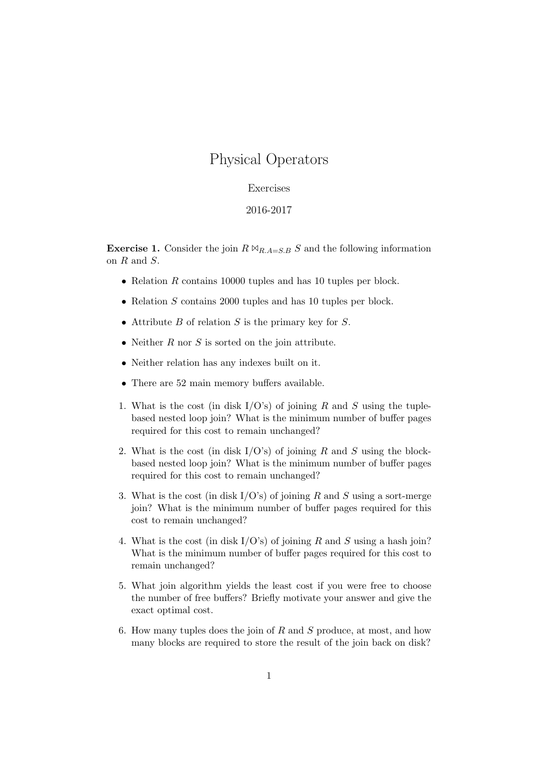# Physical Operators

Exercises

2016-2017

**Exercise 1.** Consider the join $R \bowtie_{R.A=S.B} S$ and the following information on $R$ and $S$.

- Relation $R$ contains 10000 tuples and has 10 tuples per block.
- Relation $S$ contains 2000 tuples and has 10 tuples per block.
- Attribute $B$ of relation $S$ is the primary key for $S$.
- Neither $R$ nor $S$ is sorted on the join attribute.
- Neither relation has any indexes built on it.
- There are 52 main memory buffers available.

1. What is the cost (in disk I/O's) of joining $R$ and $S$ using the tuple-based nested loop join? What is the minimum number of buffer pages required for this cost to remain unchanged?
2. What is the cost (in disk I/O's) of joining $R$ and $S$ using the block-based nested loop join? What is the minimum number of buffer pages required for this cost to remain unchanged?
3. What is the cost (in disk I/O's) of joining $R$ and $S$ using a sort-merge join? What is the minimum number of buffer pages required for this cost to remain unchanged?
4. What is the cost (in disk I/O's) of joining $R$ and $S$ using a hash join? What is the minimum number of buffer pages required for this cost to remain unchanged?
5. What join algorithm yields the least cost if you were free to choose the number of free buffers? Briefly motivate your answer and give the exact optimal cost.
6. How many tuples does the join of $R$ and $S$ produce, at most, and how many blocks are required to store the result of the join back on disk?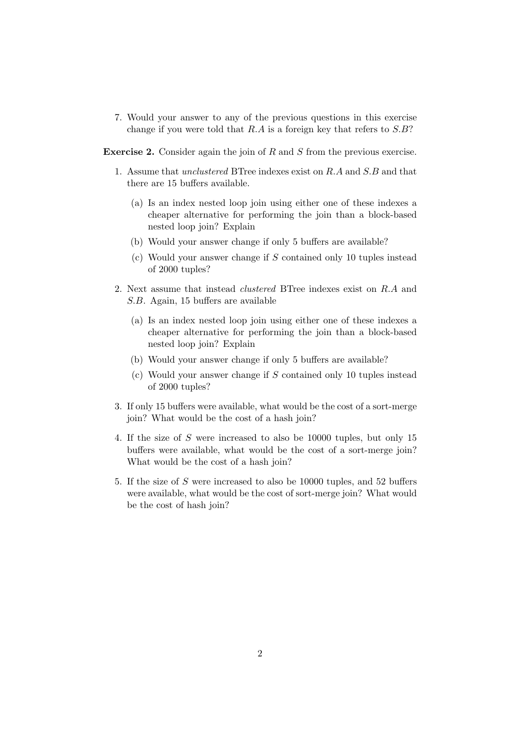7. Would your answer to any of the previous questions in this exercise change if you were told that $R.A$ is a foreign key that refers to $S.B$?

**Exercise 2.** Consider again the join of $R$ and $S$ from the previous exercise.

1. Assume that *unclustered* BTree indexes exist on $R.A$ and $S.B$ and that there are 15 buffers available.

   (a) Is an index nested loop join using either one of these indexes a cheaper alternative for performing the join than a block-based nested loop join? Explain

   (b) Would your answer change if only 5 buffers are available?

   (c) Would your answer change if $S$ contained only 10 tuples instead of 2000 tuples?

2. Next assume that instead *clustered* BTree indexes exist on $R.A$ and $S.B$. Again, 15 buffers are available

   (a) Is an index nested loop join using either one of these indexes a cheaper alternative for performing the join than a block-based nested loop join? Explain

   (b) Would your answer change if only 5 buffers are available?

   (c) Would your answer change if $S$ contained only 10 tuples instead of 2000 tuples?

3. If only 15 buffers were available, what would be the cost of a sort-merge join? What would be the cost of a hash join?

4. If the size of $S$ were increased to also be 10000 tuples, but only 15 buffers were available, what would be the cost of a sort-merge join? What would be the cost of a hash join?

5. If the size of $S$ were increased to also be 10000 tuples, and 52 buffers were available, what would be the cost of sort-merge join? What would be the cost of hash join?